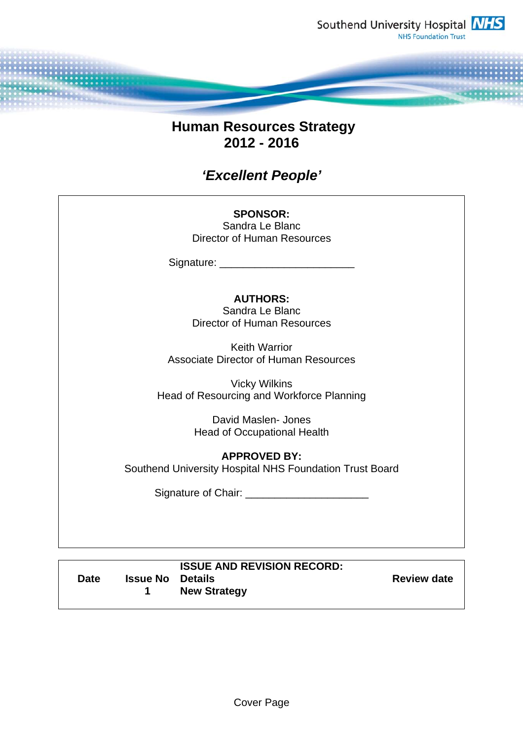Southend University Hospital NHS Foundation Trust

# Human Resources Strategy 2012 - 2016

## *'Excellent People'*

**SPONSOR:**
Sandra Le Blanc
Director of Human Resources

Signature: ______________________

**AUTHORS:**
Sandra Le Blanc
Director of Human Resources

Keith Warrior
Associate Director of Human Resources

Vicky Wilkins
Head of Resourcing and Workforce Planning

David Maslen- Jones
Head of Occupational Health

**APPROVED BY:**
Southend University Hospital NHS Foundation Trust Board

Signature of Chair: ____________________

| Date | Issue No | ISSUE AND REVISION RECORD: Details | Review date |
|---|---|---|---|
| | 1 | New Strategy | |

Cover Page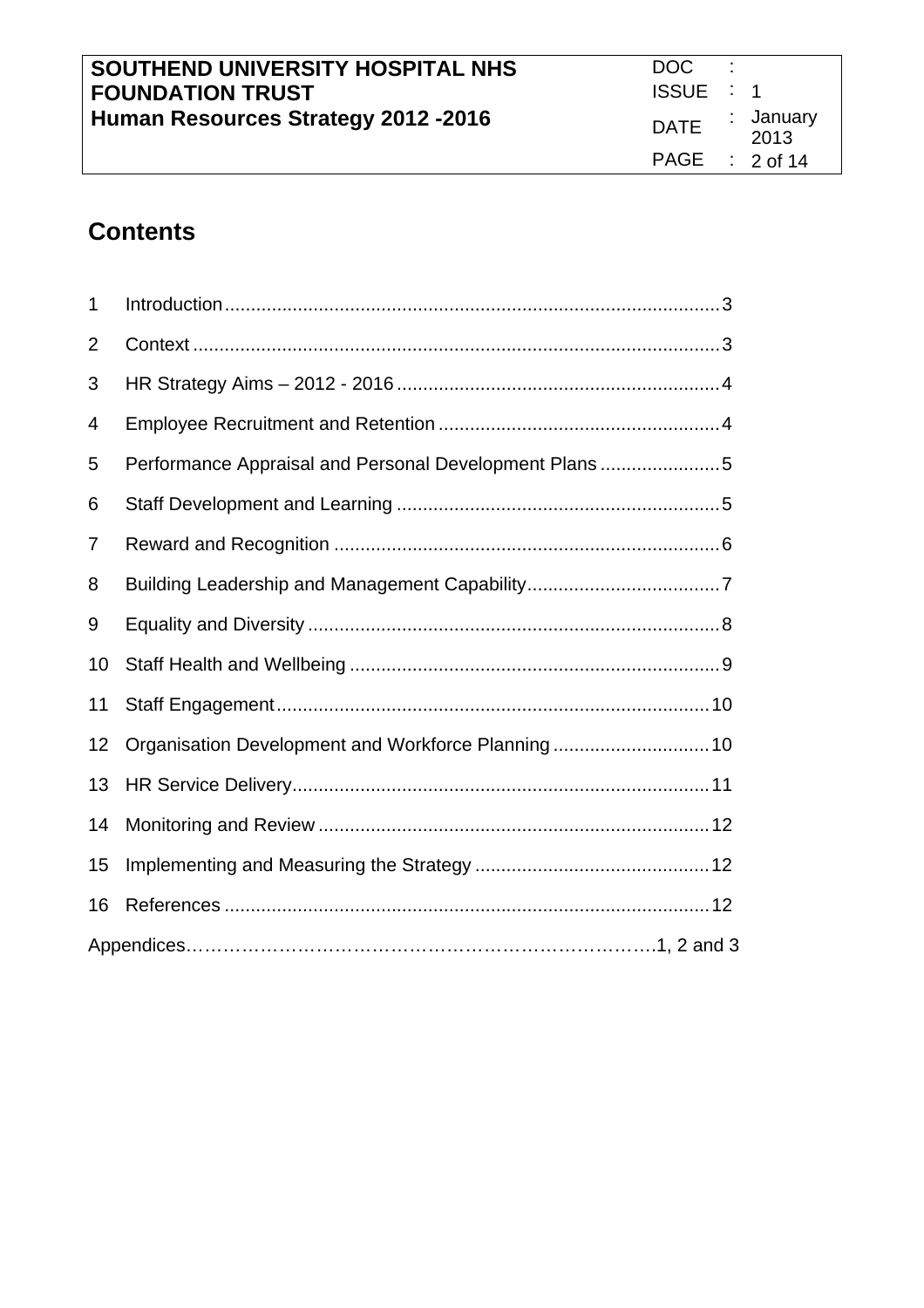# Contents

| | | |
|---|---|---|
| 1 | Introduction | 3 |
| 2 | Context | 3 |
| 3 | HR Strategy Aims – 2012 - 2016 | 4 |
| 4 | Employee Recruitment and Retention | 4 |
| 5 | Performance Appraisal and Personal Development Plans | 5 |
| 6 | Staff Development and Learning | 5 |
| 7 | Reward and Recognition | 6 |
| 8 | Building Leadership and Management Capability | 7 |
| 9 | Equality and Diversity | 8 |
| 10 | Staff Health and Wellbeing | 9 |
| 11 | Staff Engagement | 10 |
| 12 | Organisation Development and Workforce Planning | 10 |
| 13 | HR Service Delivery | 11 |
| 14 | Monitoring and Review | 12 |
| 15 | Implementing and Measuring the Strategy | 12 |
| 16 | References | 12 |
| | Appendices | 1, 2 and 3 |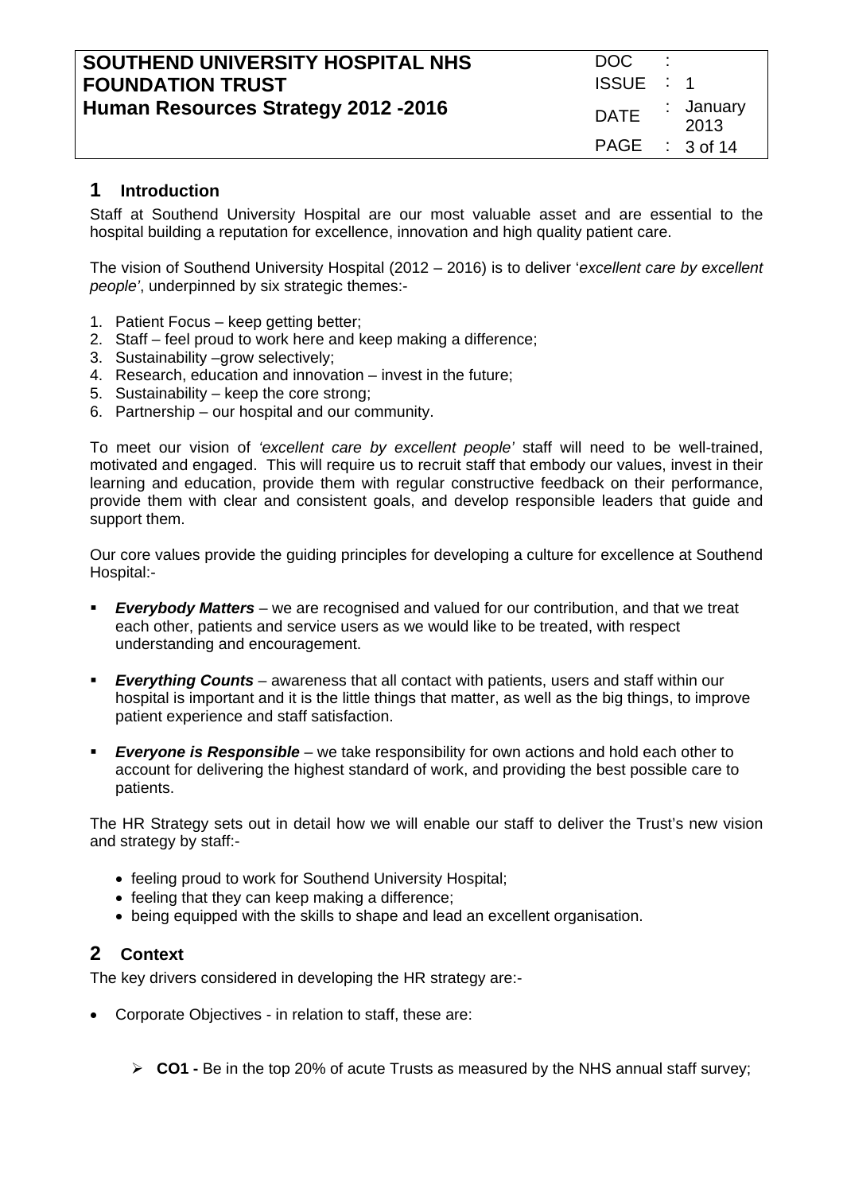## 1 Introduction

Staff at Southend University Hospital are our most valuable asset and are essential to the hospital building a reputation for excellence, innovation and high quality patient care.

The vision of Southend University Hospital (2012 – 2016) is to deliver '*excellent care by excellent people'*, underpinned by six strategic themes:-

1. Patient Focus – keep getting better;
2. Staff – feel proud to work here and keep making a difference;
3. Sustainability –grow selectively;
4. Research, education and innovation – invest in the future;
5. Sustainability – keep the core strong;
6. Partnership – our hospital and our community.

To meet our vision of *'excellent care by excellent people'* staff will need to be well-trained, motivated and engaged. This will require us to recruit staff that embody our values, invest in their learning and education, provide them with regular constructive feedback on their performance, provide them with clear and consistent goals, and develop responsible leaders that guide and support them.

Our core values provide the guiding principles for developing a culture for excellence at Southend Hospital:-

- ***Everybody Matters*** – we are recognised and valued for our contribution, and that we treat each other, patients and service users as we would like to be treated, with respect understanding and encouragement.
- ***Everything Counts*** – awareness that all contact with patients, users and staff within our hospital is important and it is the little things that matter, as well as the big things, to improve patient experience and staff satisfaction.
- ***Everyone is Responsible*** – we take responsibility for own actions and hold each other to account for delivering the highest standard of work, and providing the best possible care to patients.

The HR Strategy sets out in detail how we will enable our staff to deliver the Trust's new vision and strategy by staff:-

- feeling proud to work for Southend University Hospital;
- feeling that they can keep making a difference;
- being equipped with the skills to shape and lead an excellent organisation.

## 2 Context

The key drivers considered in developing the HR strategy are:-

- Corporate Objectives - in relation to staff, these are:
  - **CO1 -** Be in the top 20% of acute Trusts as measured by the NHS annual staff survey;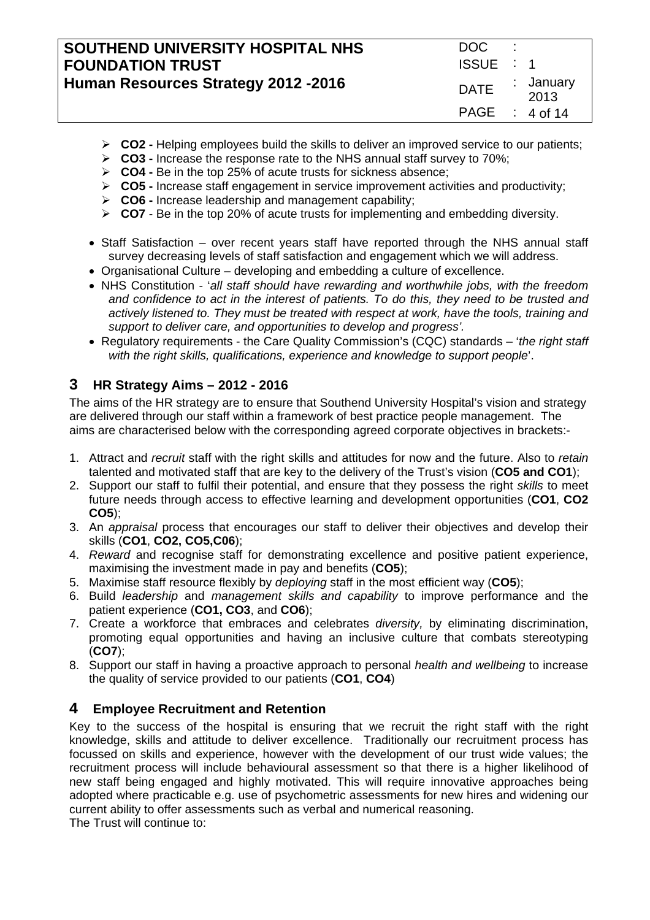- **CO2 -** Helping employees build the skills to deliver an improved service to our patients;
- **CO3 -** Increase the response rate to the NHS annual staff survey to 70%;
- **CO4 -** Be in the top 25% of acute trusts for sickness absence;
- **CO5 -** Increase staff engagement in service improvement activities and productivity;
- **CO6 -** Increase leadership and management capability;
- **CO7** - Be in the top 20% of acute trusts for implementing and embedding diversity.

- Staff Satisfaction – over recent years staff have reported through the NHS annual staff survey decreasing levels of staff satisfaction and engagement which we will address.
- Organisational Culture – developing and embedding a culture of excellence.
- NHS Constitution - '*all staff should have rewarding and worthwhile jobs, with the freedom and confidence to act in the interest of patients. To do this, they need to be trusted and actively listened to. They must be treated with respect at work, have the tools, training and support to deliver care, and opportunities to develop and progress'.*
- Regulatory requirements - the Care Quality Commission's (CQC) standards – '*the right staff with the right skills, qualifications, experience and knowledge to support people*'.

## 3 HR Strategy Aims – 2012 - 2016

The aims of the HR strategy are to ensure that Southend University Hospital's vision and strategy are delivered through our staff within a framework of best practice people management. The aims are characterised below with the corresponding agreed corporate objectives in brackets:-

1. Attract and *recruit* staff with the right skills and attitudes for now and the future. Also to *retain* talented and motivated staff that are key to the delivery of the Trust's vision (**CO5 and CO1**);
2. Support our staff to fulfil their potential, and ensure that they possess the right *skills* to meet future needs through access to effective learning and development opportunities (**CO1**, **CO2 CO5**);
3. An *appraisal* process that encourages our staff to deliver their objectives and develop their skills (**CO1**, **CO2, CO5,C06**);
4. *Reward* and recognise staff for demonstrating excellence and positive patient experience, maximising the investment made in pay and benefits (**CO5**);
5. Maximise staff resource flexibly by *deploying* staff in the most efficient way (**CO5**);
6. Build *leadership* and *management skills and capability* to improve performance and the patient experience (**CO1, CO3**, and **CO6**);
7. Create a workforce that embraces and celebrates *diversity,* by eliminating discrimination, promoting equal opportunities and having an inclusive culture that combats stereotyping (**CO7**);
8. Support our staff in having a proactive approach to personal *health and wellbeing* to increase the quality of service provided to our patients (**CO1**, **CO4**)

## 4 Employee Recruitment and Retention

Key to the success of the hospital is ensuring that we recruit the right staff with the right knowledge, skills and attitude to deliver excellence. Traditionally our recruitment process has focussed on skills and experience, however with the development of our trust wide values; the recruitment process will include behavioural assessment so that there is a higher likelihood of new staff being engaged and highly motivated. This will require innovative approaches being adopted where practicable e.g. use of psychometric assessments for new hires and widening our current ability to offer assessments such as verbal and numerical reasoning.
The Trust will continue to: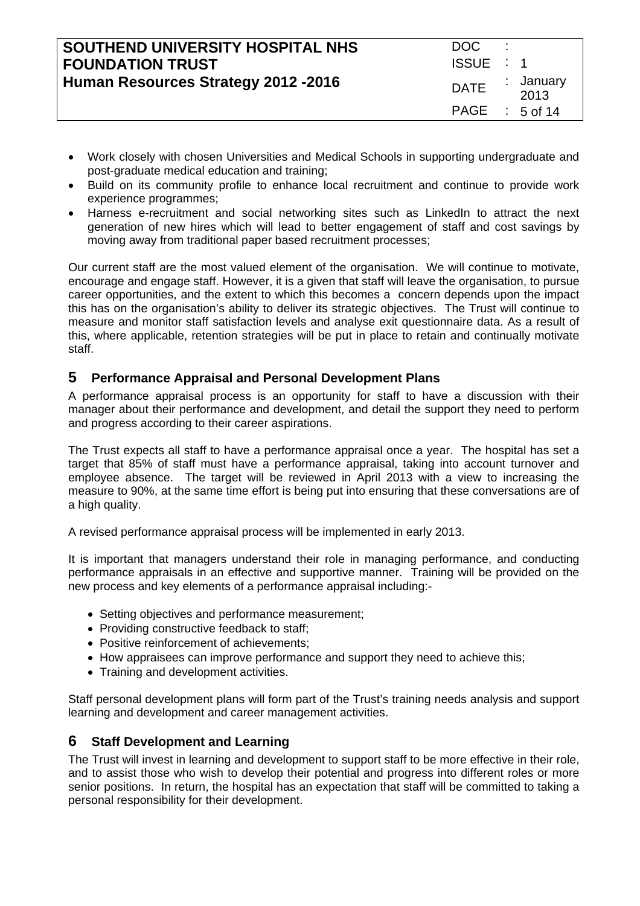- Work closely with chosen Universities and Medical Schools in supporting undergraduate and post-graduate medical education and training;
- Build on its community profile to enhance local recruitment and continue to provide work experience programmes;
- Harness e-recruitment and social networking sites such as LinkedIn to attract the next generation of new hires which will lead to better engagement of staff and cost savings by moving away from traditional paper based recruitment processes;

Our current staff are the most valued element of the organisation. We will continue to motivate, encourage and engage staff. However, it is a given that staff will leave the organisation, to pursue career opportunities, and the extent to which this becomes a concern depends upon the impact this has on the organisation's ability to deliver its strategic objectives. The Trust will continue to measure and monitor staff satisfaction levels and analyse exit questionnaire data. As a result of this, where applicable, retention strategies will be put in place to retain and continually motivate staff.

## 5 Performance Appraisal and Personal Development Plans

A performance appraisal process is an opportunity for staff to have a discussion with their manager about their performance and development, and detail the support they need to perform and progress according to their career aspirations.

The Trust expects all staff to have a performance appraisal once a year. The hospital has set a target that 85% of staff must have a performance appraisal, taking into account turnover and employee absence. The target will be reviewed in April 2013 with a view to increasing the measure to 90%, at the same time effort is being put into ensuring that these conversations are of a high quality.

A revised performance appraisal process will be implemented in early 2013.

It is important that managers understand their role in managing performance, and conducting performance appraisals in an effective and supportive manner. Training will be provided on the new process and key elements of a performance appraisal including:-

- Setting objectives and performance measurement;
- Providing constructive feedback to staff;
- Positive reinforcement of achievements;
- How appraisees can improve performance and support they need to achieve this;
- Training and development activities.

Staff personal development plans will form part of the Trust's training needs analysis and support learning and development and career management activities.

## 6 Staff Development and Learning

The Trust will invest in learning and development to support staff to be more effective in their role, and to assist those who wish to develop their potential and progress into different roles or more senior positions. In return, the hospital has an expectation that staff will be committed to taking a personal responsibility for their development.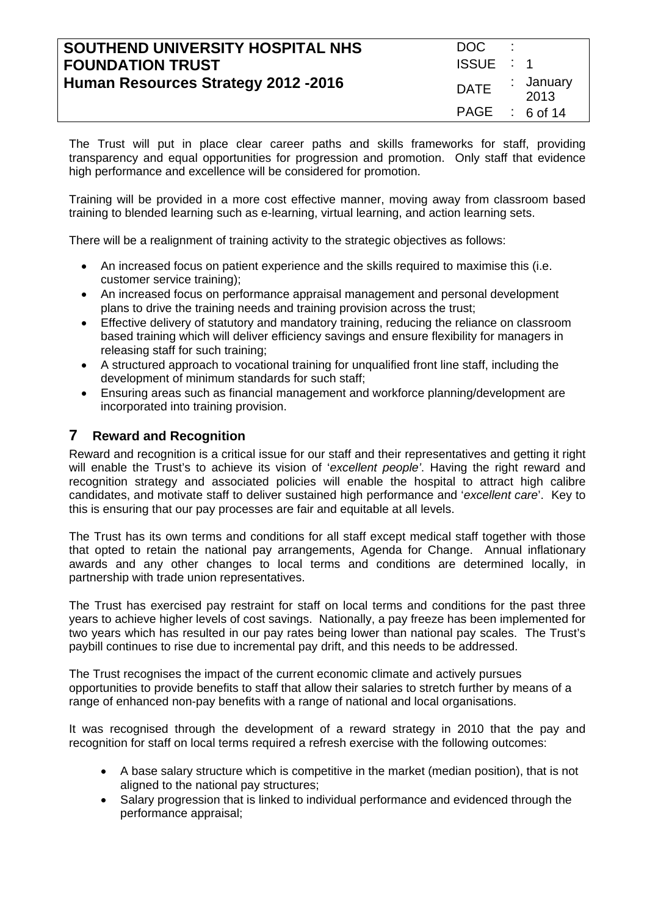The Trust will put in place clear career paths and skills frameworks for staff, providing transparency and equal opportunities for progression and promotion. Only staff that evidence high performance and excellence will be considered for promotion.

Training will be provided in a more cost effective manner, moving away from classroom based training to blended learning such as e-learning, virtual learning, and action learning sets.

There will be a realignment of training activity to the strategic objectives as follows:

- An increased focus on patient experience and the skills required to maximise this (i.e. customer service training);
- An increased focus on performance appraisal management and personal development plans to drive the training needs and training provision across the trust;
- Effective delivery of statutory and mandatory training, reducing the reliance on classroom based training which will deliver efficiency savings and ensure flexibility for managers in releasing staff for such training;
- A structured approach to vocational training for unqualified front line staff, including the development of minimum standards for such staff;
- Ensuring areas such as financial management and workforce planning/development are incorporated into training provision.

## 7 Reward and Recognition

Reward and recognition is a critical issue for our staff and their representatives and getting it right will enable the Trust's to achieve its vision of '*excellent people*'. Having the right reward and recognition strategy and associated policies will enable the hospital to attract high calibre candidates, and motivate staff to deliver sustained high performance and '*excellent care*'. Key to this is ensuring that our pay processes are fair and equitable at all levels.

The Trust has its own terms and conditions for all staff except medical staff together with those that opted to retain the national pay arrangements, Agenda for Change. Annual inflationary awards and any other changes to local terms and conditions are determined locally, in partnership with trade union representatives.

The Trust has exercised pay restraint for staff on local terms and conditions for the past three years to achieve higher levels of cost savings. Nationally, a pay freeze has been implemented for two years which has resulted in our pay rates being lower than national pay scales. The Trust's paybill continues to rise due to incremental pay drift, and this needs to be addressed.

The Trust recognises the impact of the current economic climate and actively pursues opportunities to provide benefits to staff that allow their salaries to stretch further by means of a range of enhanced non-pay benefits with a range of national and local organisations.

It was recognised through the development of a reward strategy in 2010 that the pay and recognition for staff on local terms required a refresh exercise with the following outcomes:

- A base salary structure which is competitive in the market (median position), that is not aligned to the national pay structures;
- Salary progression that is linked to individual performance and evidenced through the performance appraisal;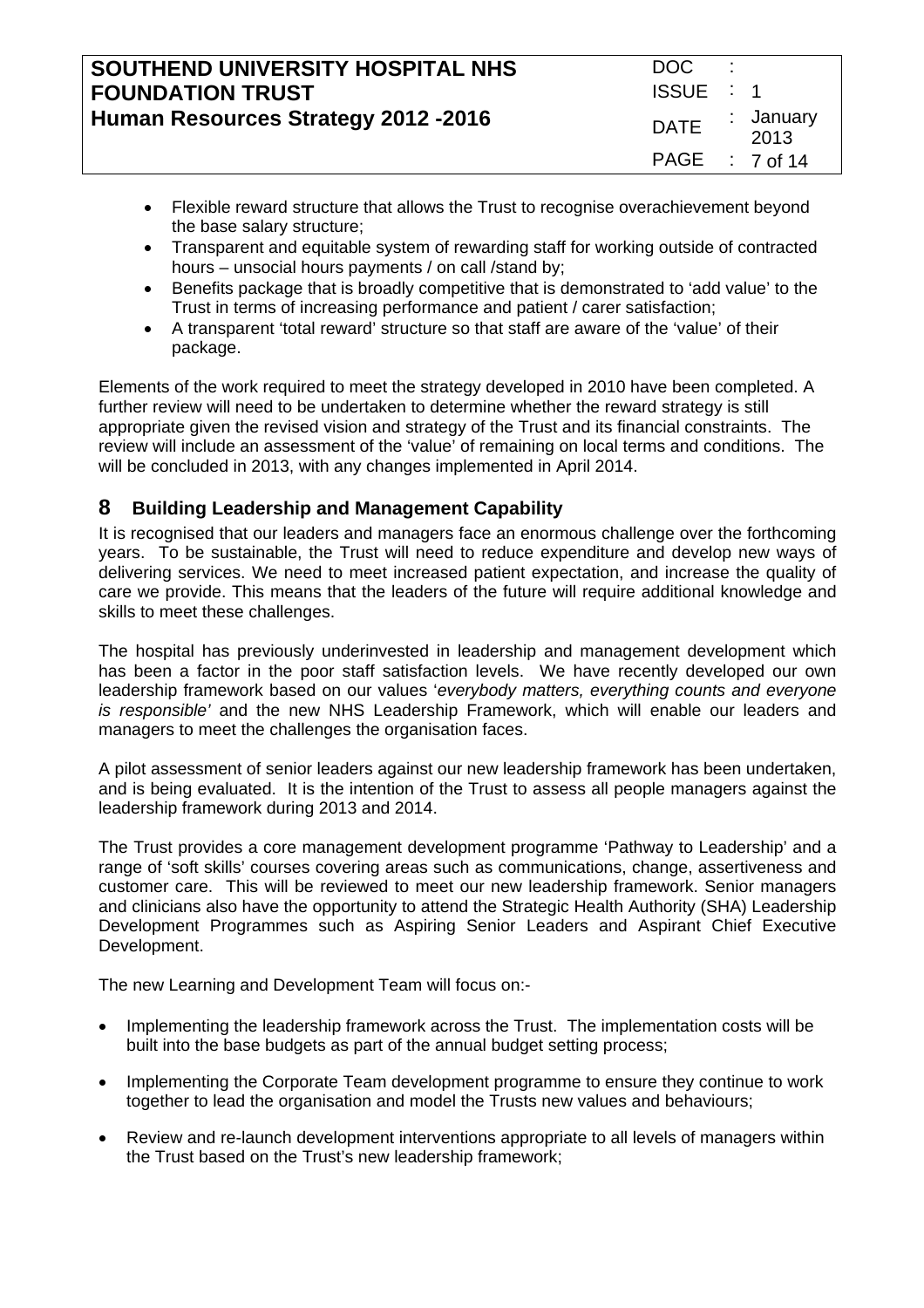- Flexible reward structure that allows the Trust to recognise overachievement beyond the base salary structure;
- Transparent and equitable system of rewarding staff for working outside of contracted hours – unsocial hours payments / on call /stand by;
- Benefits package that is broadly competitive that is demonstrated to 'add value' to the Trust in terms of increasing performance and patient / carer satisfaction;
- A transparent 'total reward' structure so that staff are aware of the 'value' of their package.

Elements of the work required to meet the strategy developed in 2010 have been completed. A further review will need to be undertaken to determine whether the reward strategy is still appropriate given the revised vision and strategy of the Trust and its financial constraints. The review will include an assessment of the 'value' of remaining on local terms and conditions. The will be concluded in 2013, with any changes implemented in April 2014.

## 8 Building Leadership and Management Capability

It is recognised that our leaders and managers face an enormous challenge over the forthcoming years. To be sustainable, the Trust will need to reduce expenditure and develop new ways of delivering services. We need to meet increased patient expectation, and increase the quality of care we provide. This means that the leaders of the future will require additional knowledge and skills to meet these challenges.

The hospital has previously underinvested in leadership and management development which has been a factor in the poor staff satisfaction levels. We have recently developed our own leadership framework based on our values '*everybody matters, everything counts and everyone is responsible'* and the new NHS Leadership Framework, which will enable our leaders and managers to meet the challenges the organisation faces.

A pilot assessment of senior leaders against our new leadership framework has been undertaken, and is being evaluated. It is the intention of the Trust to assess all people managers against the leadership framework during 2013 and 2014.

The Trust provides a core management development programme 'Pathway to Leadership' and a range of 'soft skills' courses covering areas such as communications, change, assertiveness and customer care. This will be reviewed to meet our new leadership framework. Senior managers and clinicians also have the opportunity to attend the Strategic Health Authority (SHA) Leadership Development Programmes such as Aspiring Senior Leaders and Aspirant Chief Executive Development.

The new Learning and Development Team will focus on:-

- Implementing the leadership framework across the Trust. The implementation costs will be built into the base budgets as part of the annual budget setting process;
- Implementing the Corporate Team development programme to ensure they continue to work together to lead the organisation and model the Trusts new values and behaviours;
- Review and re-launch development interventions appropriate to all levels of managers within the Trust based on the Trust's new leadership framework;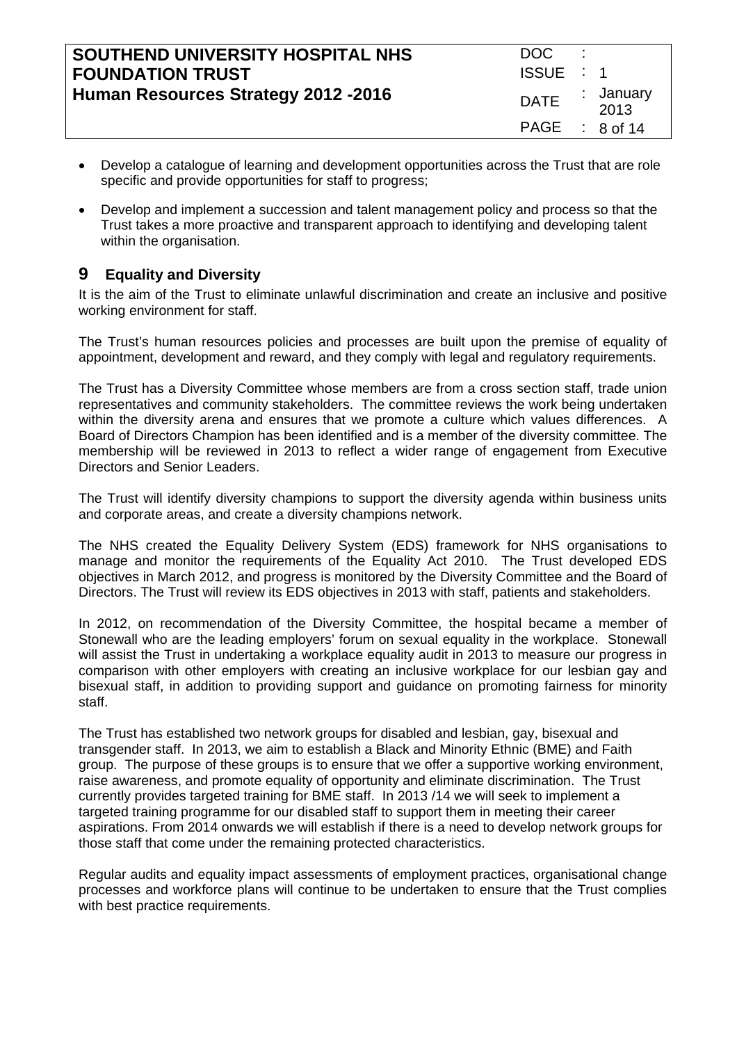- Develop a catalogue of learning and development opportunities across the Trust that are role specific and provide opportunities for staff to progress;
- Develop and implement a succession and talent management policy and process so that the Trust takes a more proactive and transparent approach to identifying and developing talent within the organisation.

## 9 Equality and Diversity

It is the aim of the Trust to eliminate unlawful discrimination and create an inclusive and positive working environment for staff.

The Trust's human resources policies and processes are built upon the premise of equality of appointment, development and reward, and they comply with legal and regulatory requirements.

The Trust has a Diversity Committee whose members are from a cross section staff, trade union representatives and community stakeholders. The committee reviews the work being undertaken within the diversity arena and ensures that we promote a culture which values differences. A Board of Directors Champion has been identified and is a member of the diversity committee. The membership will be reviewed in 2013 to reflect a wider range of engagement from Executive Directors and Senior Leaders.

The Trust will identify diversity champions to support the diversity agenda within business units and corporate areas, and create a diversity champions network.

The NHS created the Equality Delivery System (EDS) framework for NHS organisations to manage and monitor the requirements of the Equality Act 2010. The Trust developed EDS objectives in March 2012, and progress is monitored by the Diversity Committee and the Board of Directors. The Trust will review its EDS objectives in 2013 with staff, patients and stakeholders.

In 2012, on recommendation of the Diversity Committee, the hospital became a member of Stonewall who are the leading employers' forum on sexual equality in the workplace. Stonewall will assist the Trust in undertaking a workplace equality audit in 2013 to measure our progress in comparison with other employers with creating an inclusive workplace for our lesbian gay and bisexual staff, in addition to providing support and guidance on promoting fairness for minority staff.

The Trust has established two network groups for disabled and lesbian, gay, bisexual and transgender staff. In 2013, we aim to establish a Black and Minority Ethnic (BME) and Faith group. The purpose of these groups is to ensure that we offer a supportive working environment, raise awareness, and promote equality of opportunity and eliminate discrimination. The Trust currently provides targeted training for BME staff. In 2013 /14 we will seek to implement a targeted training programme for our disabled staff to support them in meeting their career aspirations. From 2014 onwards we will establish if there is a need to develop network groups for those staff that come under the remaining protected characteristics.

Regular audits and equality impact assessments of employment practices, organisational change processes and workforce plans will continue to be undertaken to ensure that the Trust complies with best practice requirements.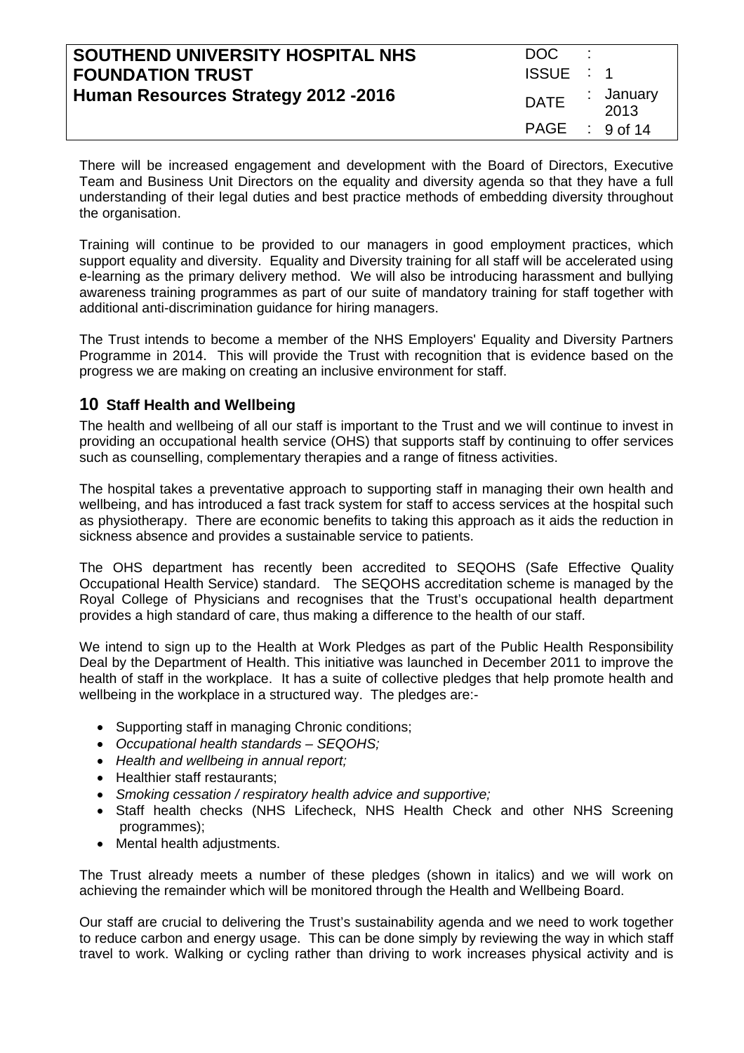There will be increased engagement and development with the Board of Directors, Executive Team and Business Unit Directors on the equality and diversity agenda so that they have a full understanding of their legal duties and best practice methods of embedding diversity throughout the organisation.

Training will continue to be provided to our managers in good employment practices, which support equality and diversity. Equality and Diversity training for all staff will be accelerated using e-learning as the primary delivery method. We will also be introducing harassment and bullying awareness training programmes as part of our suite of mandatory training for staff together with additional anti-discrimination guidance for hiring managers.

The Trust intends to become a member of the NHS Employers' Equality and Diversity Partners Programme in 2014. This will provide the Trust with recognition that is evidence based on the progress we are making on creating an inclusive environment for staff.

## 10 Staff Health and Wellbeing

The health and wellbeing of all our staff is important to the Trust and we will continue to invest in providing an occupational health service (OHS) that supports staff by continuing to offer services such as counselling, complementary therapies and a range of fitness activities.

The hospital takes a preventative approach to supporting staff in managing their own health and wellbeing, and has introduced a fast track system for staff to access services at the hospital such as physiotherapy. There are economic benefits to taking this approach as it aids the reduction in sickness absence and provides a sustainable service to patients.

The OHS department has recently been accredited to SEQOHS (Safe Effective Quality Occupational Health Service) standard. The SEQOHS accreditation scheme is managed by the Royal College of Physicians and recognises that the Trust's occupational health department provides a high standard of care, thus making a difference to the health of our staff.

We intend to sign up to the Health at Work Pledges as part of the Public Health Responsibility Deal by the Department of Health. This initiative was launched in December 2011 to improve the health of staff in the workplace. It has a suite of collective pledges that help promote health and wellbeing in the workplace in a structured way. The pledges are:-

- Supporting staff in managing Chronic conditions;
- *Occupational health standards – SEQOHS;*
- *Health and wellbeing in annual report;*
- Healthier staff restaurants;
- *Smoking cessation / respiratory health advice and supportive;*
- Staff health checks (NHS Lifecheck, NHS Health Check and other NHS Screening programmes);
- Mental health adjustments.

The Trust already meets a number of these pledges (shown in italics) and we will work on achieving the remainder which will be monitored through the Health and Wellbeing Board.

Our staff are crucial to delivering the Trust's sustainability agenda and we need to work together to reduce carbon and energy usage. This can be done simply by reviewing the way in which staff travel to work. Walking or cycling rather than driving to work increases physical activity and is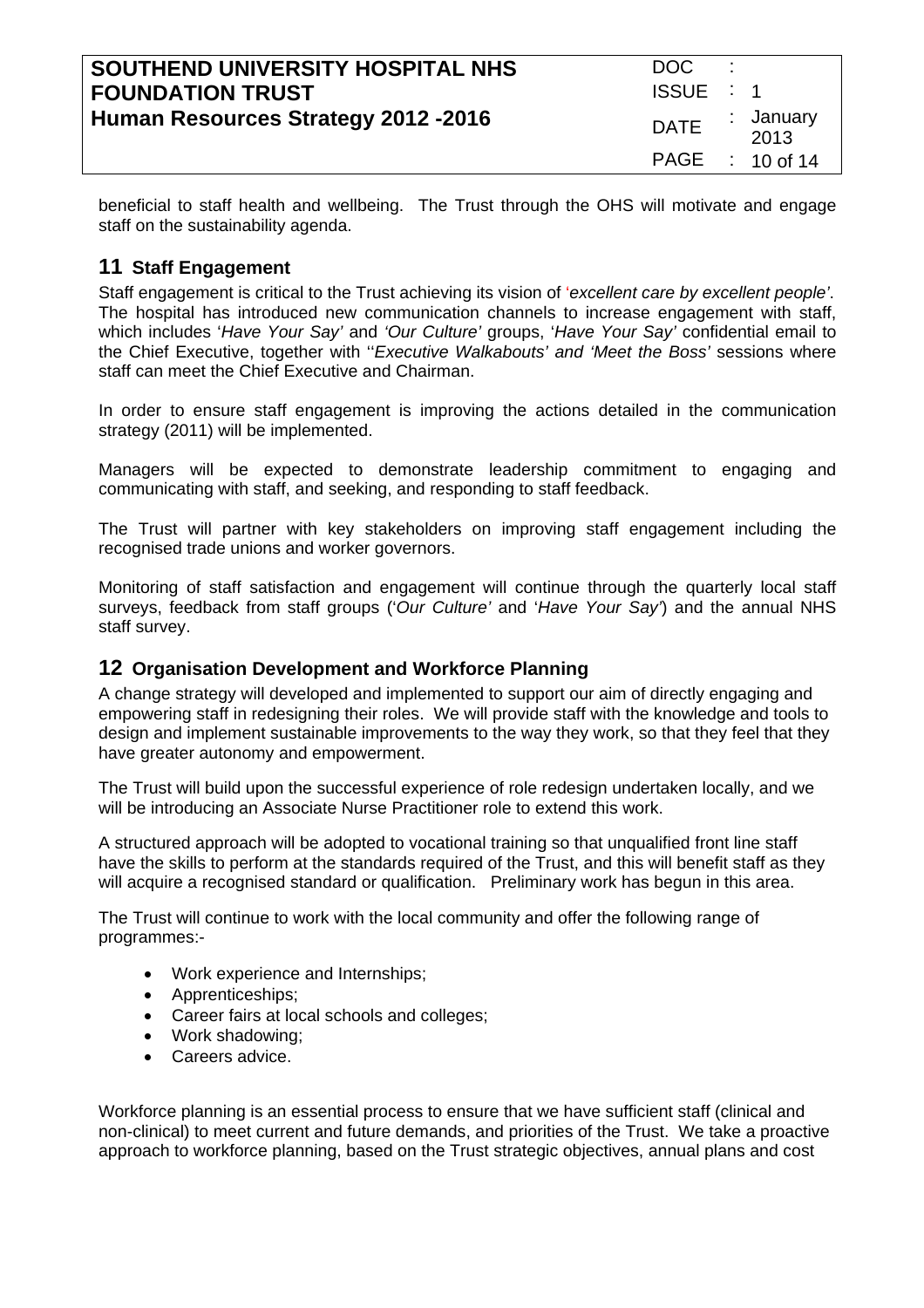beneficial to staff health and wellbeing. The Trust through the OHS will motivate and engage staff on the sustainability agenda.

## 11 Staff Engagement

Staff engagement is critical to the Trust achieving its vision of '*excellent care by excellent people'*. The hospital has introduced new communication channels to increase engagement with staff, which includes '*Have Your Say'* and *'Our Culture'* groups, '*Have Your Say'* confidential email to the Chief Executive, together with ''*Executive Walkabouts' and 'Meet the Boss'* sessions where staff can meet the Chief Executive and Chairman.

In order to ensure staff engagement is improving the actions detailed in the communication strategy (2011) will be implemented.

Managers will be expected to demonstrate leadership commitment to engaging and communicating with staff, and seeking, and responding to staff feedback.

The Trust will partner with key stakeholders on improving staff engagement including the recognised trade unions and worker governors.

Monitoring of staff satisfaction and engagement will continue through the quarterly local staff surveys, feedback from staff groups ('*Our Culture'* and '*Have Your Say'*) and the annual NHS staff survey.

## 12 Organisation Development and Workforce Planning

A change strategy will developed and implemented to support our aim of directly engaging and empowering staff in redesigning their roles. We will provide staff with the knowledge and tools to design and implement sustainable improvements to the way they work, so that they feel that they have greater autonomy and empowerment.

The Trust will build upon the successful experience of role redesign undertaken locally, and we will be introducing an Associate Nurse Practitioner role to extend this work.

A structured approach will be adopted to vocational training so that unqualified front line staff have the skills to perform at the standards required of the Trust, and this will benefit staff as they will acquire a recognised standard or qualification. Preliminary work has begun in this area.

The Trust will continue to work with the local community and offer the following range of programmes:-

- Work experience and Internships;
- Apprenticeships;
- Career fairs at local schools and colleges;
- Work shadowing;
- Careers advice.

Workforce planning is an essential process to ensure that we have sufficient staff (clinical and non-clinical) to meet current and future demands, and priorities of the Trust. We take a proactive approach to workforce planning, based on the Trust strategic objectives, annual plans and cost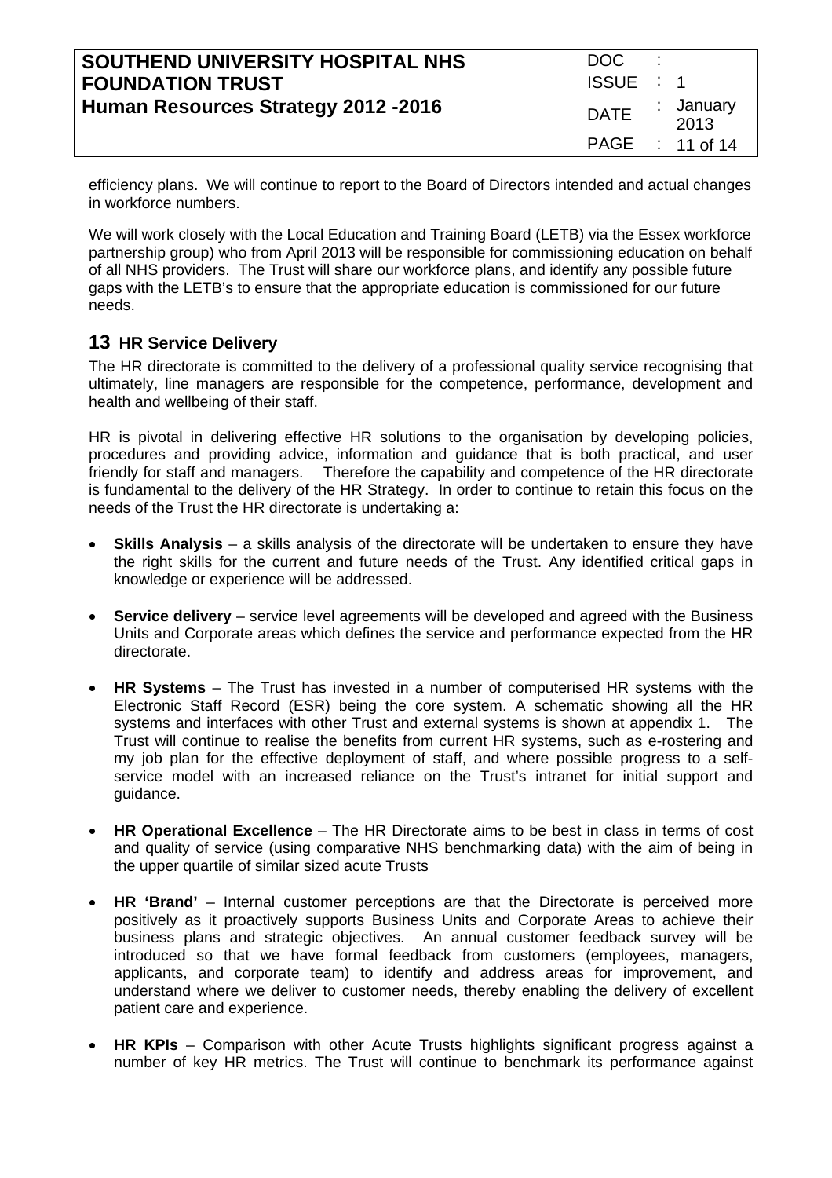efficiency plans. We will continue to report to the Board of Directors intended and actual changes in workforce numbers.

We will work closely with the Local Education and Training Board (LETB) via the Essex workforce partnership group) who from April 2013 will be responsible for commissioning education on behalf of all NHS providers. The Trust will share our workforce plans, and identify any possible future gaps with the LETB's to ensure that the appropriate education is commissioned for our future needs.

## 13 HR Service Delivery

The HR directorate is committed to the delivery of a professional quality service recognising that ultimately, line managers are responsible for the competence, performance, development and health and wellbeing of their staff.

HR is pivotal in delivering effective HR solutions to the organisation by developing policies, procedures and providing advice, information and guidance that is both practical, and user friendly for staff and managers. Therefore the capability and competence of the HR directorate is fundamental to the delivery of the HR Strategy. In order to continue to retain this focus on the needs of the Trust the HR directorate is undertaking a:

- **Skills Analysis** – a skills analysis of the directorate will be undertaken to ensure they have the right skills for the current and future needs of the Trust. Any identified critical gaps in knowledge or experience will be addressed.

- **Service delivery** – service level agreements will be developed and agreed with the Business Units and Corporate areas which defines the service and performance expected from the HR directorate.

- **HR Systems** – The Trust has invested in a number of computerised HR systems with the Electronic Staff Record (ESR) being the core system. A schematic showing all the HR systems and interfaces with other Trust and external systems is shown at appendix 1. The Trust will continue to realise the benefits from current HR systems, such as e-rostering and my job plan for the effective deployment of staff, and where possible progress to a self-service model with an increased reliance on the Trust's intranet for initial support and guidance.

- **HR Operational Excellence** – The HR Directorate aims to be best in class in terms of cost and quality of service (using comparative NHS benchmarking data) with the aim of being in the upper quartile of similar sized acute Trusts

- **HR 'Brand'** – Internal customer perceptions are that the Directorate is perceived more positively as it proactively supports Business Units and Corporate Areas to achieve their business plans and strategic objectives. An annual customer feedback survey will be introduced so that we have formal feedback from customers (employees, managers, applicants, and corporate team) to identify and address areas for improvement, and understand where we deliver to customer needs, thereby enabling the delivery of excellent patient care and experience.

- **HR KPIs** – Comparison with other Acute Trusts highlights significant progress against a number of key HR metrics. The Trust will continue to benchmark its performance against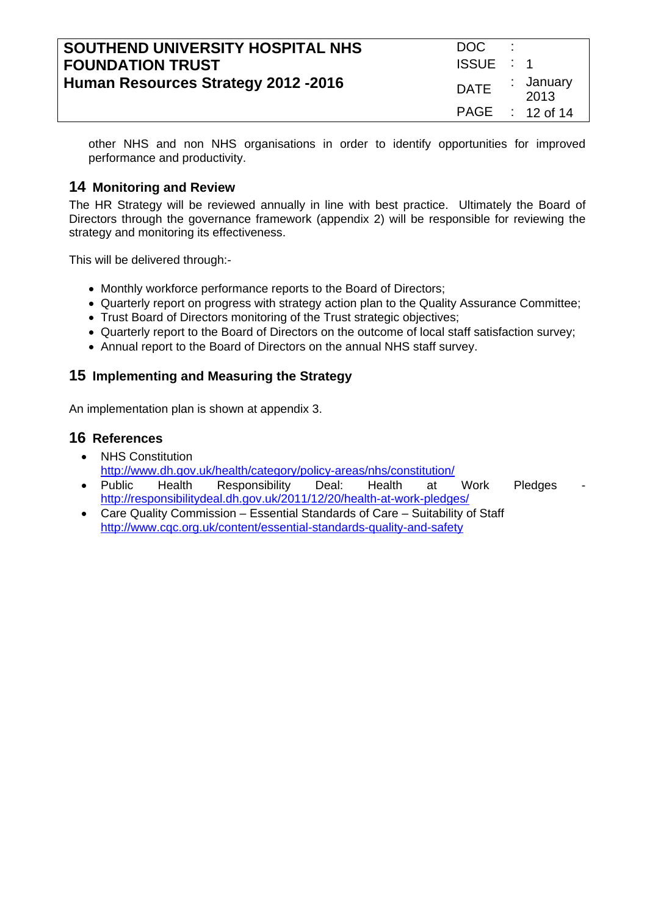other NHS and non NHS organisations in order to identify opportunities for improved performance and productivity.

## 14 Monitoring and Review

The HR Strategy will be reviewed annually in line with best practice. Ultimately the Board of Directors through the governance framework (appendix 2) will be responsible for reviewing the strategy and monitoring its effectiveness.

This will be delivered through:-

- Monthly workforce performance reports to the Board of Directors;
- Quarterly report on progress with strategy action plan to the Quality Assurance Committee;
- Trust Board of Directors monitoring of the Trust strategic objectives;
- Quarterly report to the Board of Directors on the outcome of local staff satisfaction survey;
- Annual report to the Board of Directors on the annual NHS staff survey.

## 15 Implementing and Measuring the Strategy

An implementation plan is shown at appendix 3.

## 16 References

- NHS Constitution
  http://www.dh.gov.uk/health/category/policy-areas/nhs/constitution/
- Public Health Responsibility Deal: Health at Work Pledges - http://responsibilitydeal.dh.gov.uk/2011/12/20/health-at-work-pledges/
- Care Quality Commission – Essential Standards of Care – Suitability of Staff
  http://www.cqc.org.uk/content/essential-standards-quality-and-safety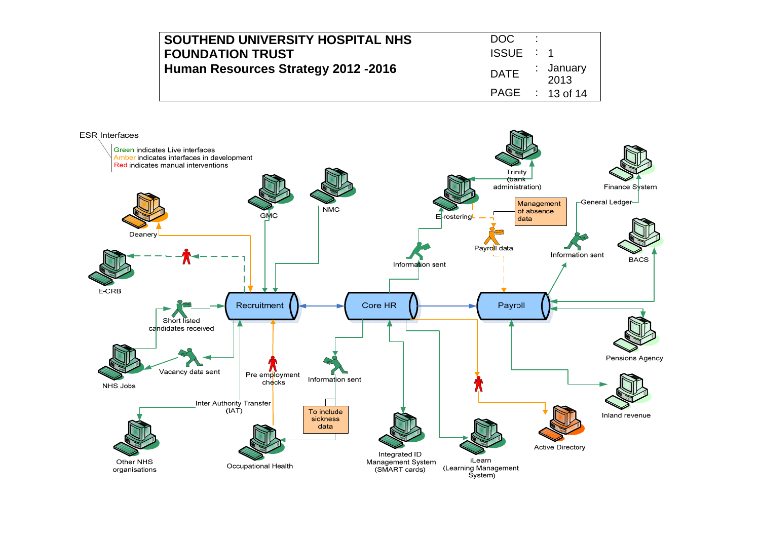ESR Interfaces

- Green indicates Live interfaces
- Amber indicates interfaces in development
- Red indicates manual interventions

Deanery

E-CRB

GMC

NMC

Short listed candidates received

NHS Jobs

Vacancy data sent

Recruitment

Core HR

Payroll

Pre employment checks

Inter Authority Transfer (IAT)

Other NHS organisations

Occupational Health

Information sent

To include sickness data

Integrated ID Management System (SMART cards)

iLearn (Learning Management System)

Active Directory

E-rostering

Trinity (bank administration)

Information sent

Management of absence data

Payroll data

Finance System

General Ledger

Information sent

BACS

Pensions Agency

Inland revenue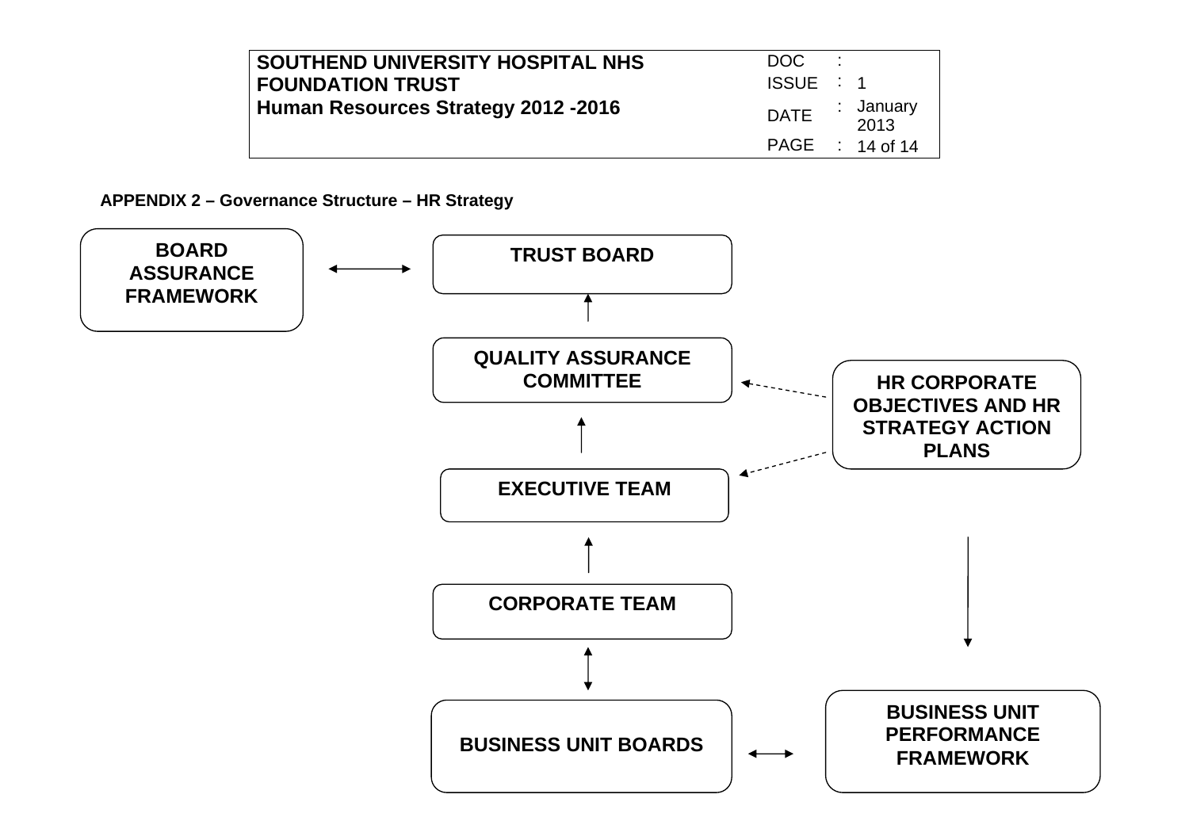**APPENDIX 2 – Governance Structure – HR Strategy**

BOARD ASSURANCE FRAMEWORK

TRUST BOARD

QUALITY ASSURANCE COMMITTEE

HR CORPORATE OBJECTIVES AND HR STRATEGY ACTION PLANS

EXECUTIVE TEAM

CORPORATE TEAM

BUSINESS UNIT BOARDS

BUSINESS UNIT PERFORMANCE FRAMEWORK